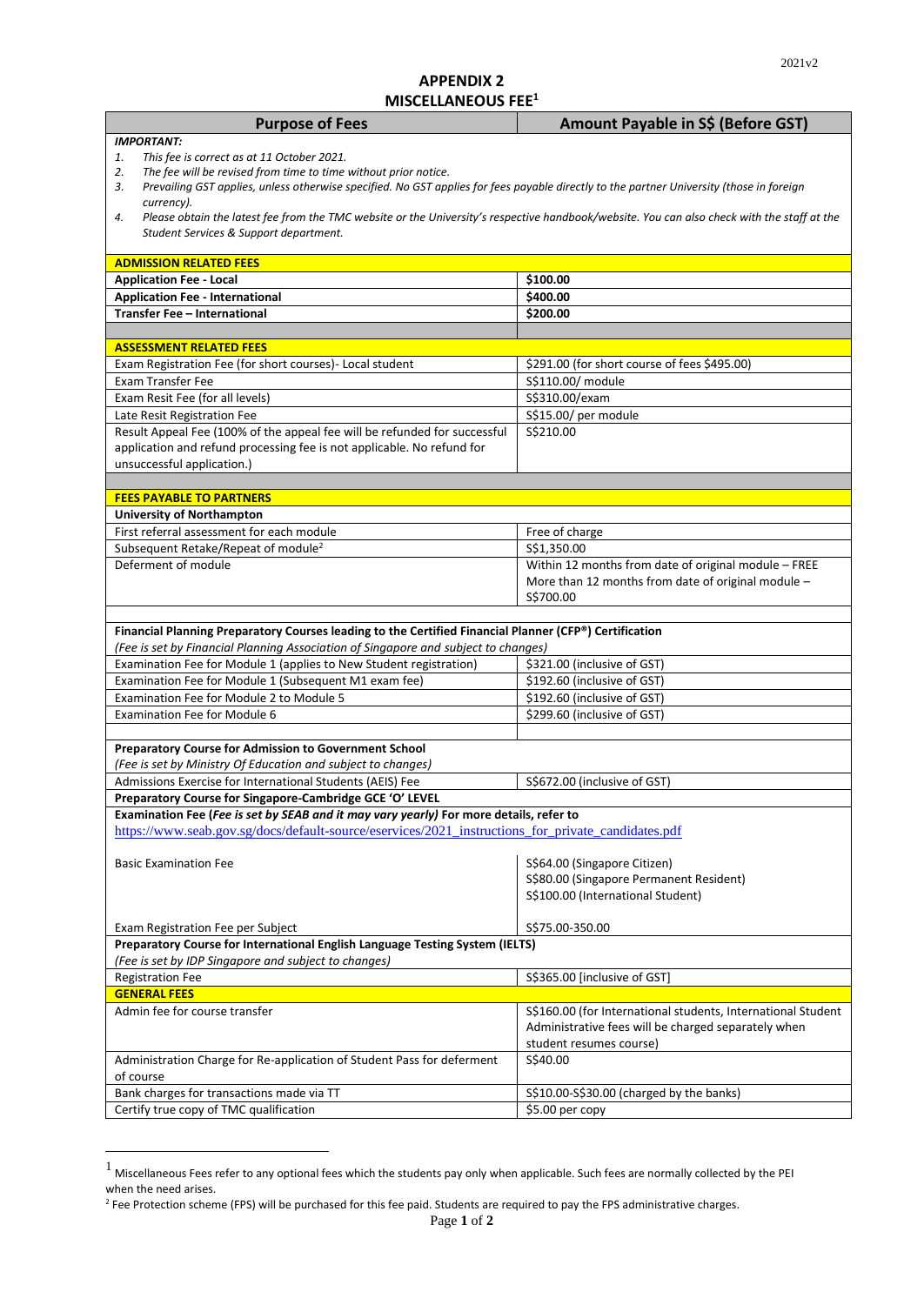2021v2

# APPENDIX 2

## MISCELLANEOUS FEE[1]

| Purpose of Fees | Amount Payable in S$ (Before GST) |
|---|---|
| ***IMPORTANT:***<br>1. *This fee is correct as at 11 October 2021.*<br>2. *The fee will be revised from time to time without prior notice.*<br>3. *Prevailing GST applies, unless otherwise specified. No GST applies for fees payable directly to the partner University (those in foreign currency).*<br>4. *Please obtain the latest fee from the TMC website or the University's respective handbook/website. You can also check with the staff at the Student Services & Support department.* | |
| **ADMISSION RELATED FEES** | |
| **Application Fee - Local** | **$100.00** |
| **Application Fee - International** | **$400.00** |
| **Transfer Fee – International** | **$200.00** |
| | |
| **ASSESSMENT RELATED FEES** | |
| Exam Registration Fee (for short courses)- Local student | $291.00 (for short course of fees $495.00) |
| Exam Transfer Fee | S$110.00/ module |
| Exam Resit Fee (for all levels) | S$310.00/exam |
| Late Resit Registration Fee | S$15.00/ per module |
| Result Appeal Fee (100% of the appeal fee will be refunded for successful application and refund processing fee is not applicable. No refund for unsuccessful application.) | S$210.00 |
| | |
| **FEES PAYABLE TO PARTNERS** | |
| **University of Northampton** | |
| First referral assessment for each module | Free of charge |
| Subsequent Retake/Repeat of module[2] | S$1,350.00 |
| Deferment of module | Within 12 months from date of original module – FREE<br>More than 12 months from date of original module – S$700.00 |
| | |
| **Financial Planning Preparatory Courses leading to the Certified Financial Planner (CFP®) Certification**<br>*(Fee is set by Financial Planning Association of Singapore and subject to changes)* | |
| Examination Fee for Module 1 (applies to New Student registration) | $321.00 (inclusive of GST) |
| Examination Fee for Module 1 (Subsequent M1 exam fee) | $192.60 (inclusive of GST) |
| Examination Fee for Module 2 to Module 5 | $192.60 (inclusive of GST) |
| Examination Fee for Module 6 | $299.60 (inclusive of GST) |
| | |
| **Preparatory Course for Admission to Government School**<br>*(Fee is set by Ministry Of Education and subject to changes)* | |
| Admissions Exercise for International Students (AEIS) Fee | S$672.00 (inclusive of GST) |
| **Preparatory Course for Singapore-Cambridge GCE 'O' LEVEL** | |
| **Examination Fee (*Fee is set by SEAB and it may vary yearly*) For more details, refer to** https://www.seab.gov.sg/docs/default-source/eservices/2021_instructions_for_private_candidates.pdf | |
| Basic Examination Fee | S$64.00 (Singapore Citizen)<br>S$80.00 (Singapore Permanent Resident)<br>S$100.00 (International Student) |
| Exam Registration Fee per Subject | S$75.00-350.00 |
| **Preparatory Course for International English Language Testing System (IELTS)**<br>*(Fee is set by IDP Singapore and subject to changes)* | |
| Registration Fee | S$365.00 [inclusive of GST] |
| **GENERAL FEES** | |
| Admin fee for course transfer | S$160.00 (for International students, International Student Administrative fees will be charged separately when student resumes course) |
| Administration Charge for Re-application of Student Pass for deferment of course | S$40.00 |
| Bank charges for transactions made via TT | S$10.00-S$30.00 (charged by the banks) |
| Certify true copy of TMC qualification | $5.00 per copy |

[1] Miscellaneous Fees refer to any optional fees which the students pay only when applicable. Such fees are normally collected by the PEI when the need arises.

[2] Fee Protection scheme (FPS) will be purchased for this fee paid. Students are required to pay the FPS administrative charges.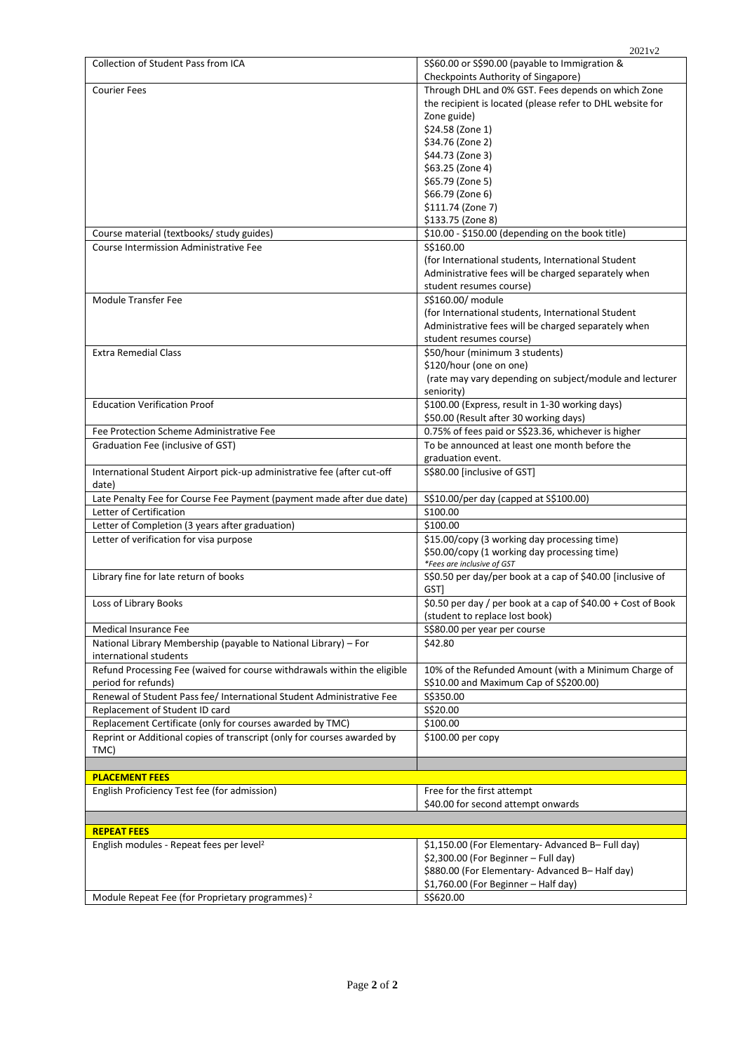| | |
|---|---|
| Collection of Student Pass from ICA | S$60.00 or S$90.00 (payable to Immigration & Checkpoints Authority of Singapore) |
| Courier Fees | Through DHL and 0% GST. Fees depends on which Zone the recipient is located (please refer to DHL website for Zone guide)<br>$24.58 (Zone 1)<br>$34.76 (Zone 2)<br>$44.73 (Zone 3)<br>$63.25 (Zone 4)<br>$65.79 (Zone 5)<br>$66.79 (Zone 6)<br>$111.74 (Zone 7)<br>$133.75 (Zone 8) |
| Course material (textbooks/ study guides) | $10.00 - $150.00 (depending on the book title) |
| Course Intermission Administrative Fee | S$160.00<br>(for International students, International Student Administrative fees will be charged separately when student resumes course) |
| Module Transfer Fee | S$160.00/ module<br>(for International students, International Student Administrative fees will be charged separately when student resumes course) |
| Extra Remedial Class | $50/hour (minimum 3 students)<br>$120/hour (one on one)<br>(rate may vary depending on subject/module and lecturer seniority) |
| Education Verification Proof | $100.00 (Express, result in 1-30 working days)<br>$50.00 (Result after 30 working days) |
| Fee Protection Scheme Administrative Fee | 0.75% of fees paid or S$23.36, whichever is higher |
| Graduation Fee (inclusive of GST) | To be announced at least one month before the graduation event. |
| International Student Airport pick-up administrative fee (after cut-off date) | S$80.00 [inclusive of GST] |
| Late Penalty Fee for Course Fee Payment (payment made after due date) | S$10.00/per day (capped at S$100.00) |
| Letter of Certification | S100.00 |
| Letter of Completion (3 years after graduation) | $100.00 |
| Letter of verification for visa purpose | $15.00/copy (3 working day processing time)<br>$50.00/copy (1 working day processing time)<br>*Fees are inclusive of GST* |
| Library fine for late return of books | S$0.50 per day/per book at a cap of $40.00 [inclusive of GST] |
| Loss of Library Books | $0.50 per day / per book at a cap of $40.00 + Cost of Book (student to replace lost book) |
| Medical Insurance Fee | S$80.00 per year per course |
| National Library Membership (payable to National Library) – For international students | $42.80 |
| Refund Processing Fee (waived for course withdrawals within the eligible period for refunds) | 10% of the Refunded Amount (with a Minimum Charge of S$10.00 and Maximum Cap of S$200.00) |
| Renewal of Student Pass fee/ International Student Administrative Fee | S$350.00 |
| Replacement of Student ID card | S$20.00 |
| Replacement Certificate (only for courses awarded by TMC) | $100.00 |
| Reprint or Additional copies of transcript (only for courses awarded by TMC) | $100.00 per copy |
| | |
| **PLACEMENT FEES** | |
| English Proficiency Test fee (for admission) | Free for the first attempt<br>$40.00 for second attempt onwards |
| | |
| **REPEAT FEES** | |
| English modules - Repeat fees per level[2] | $1,150.00 (For Elementary- Advanced B– Full day)<br>$2,300.00 (For Beginner – Full day)<br>$880.00 (For Elementary- Advanced B– Half day)<br>$1,760.00 (For Beginner – Half day) |
| Module Repeat Fee (for Proprietary programmes) [2] | S$620.00 |